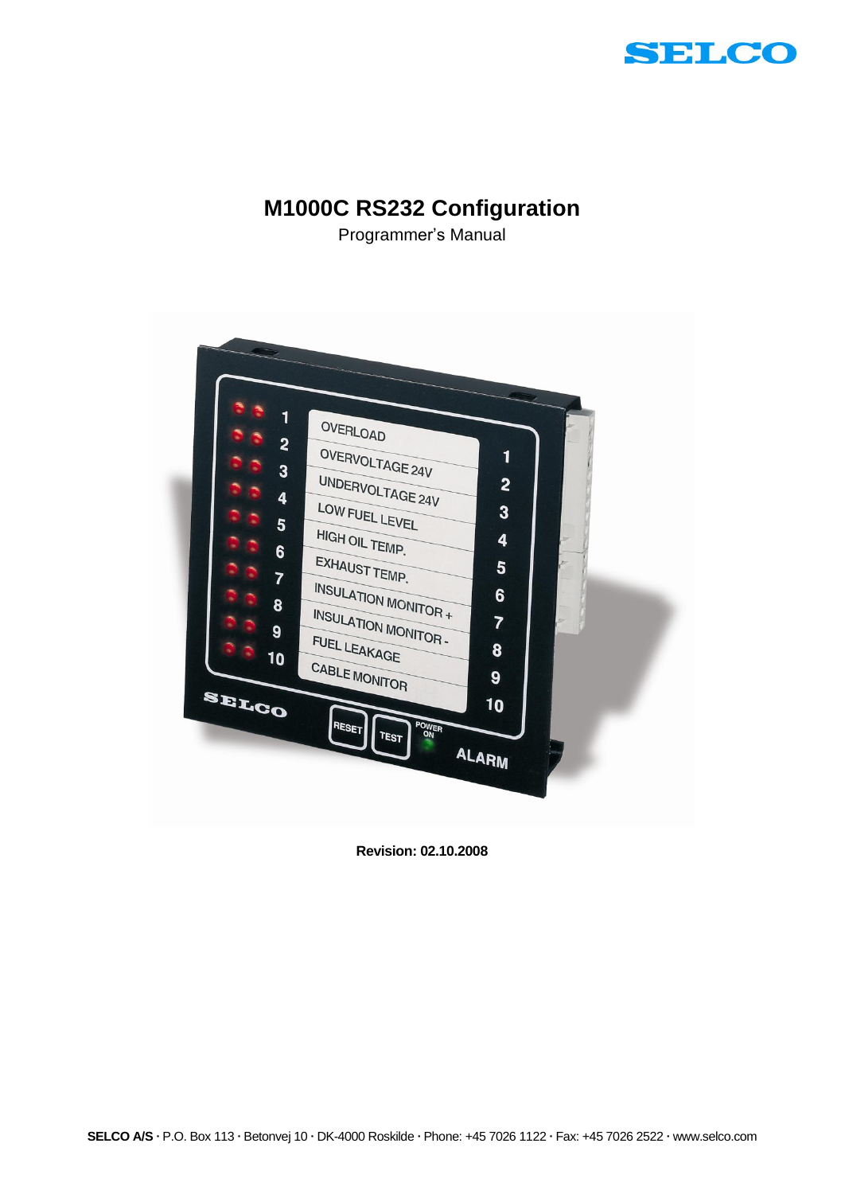SELCO

# M1000C RS232 Configuration

Programmer's Manual

**Revision: 02.10.2008**

**SELCO A/S** · P.O. Box 113 · Betonvej 10 · DK-4000 Roskilde · Phone: +45 7026 1122 · Fax: +45 7026 2522 · www.selco.com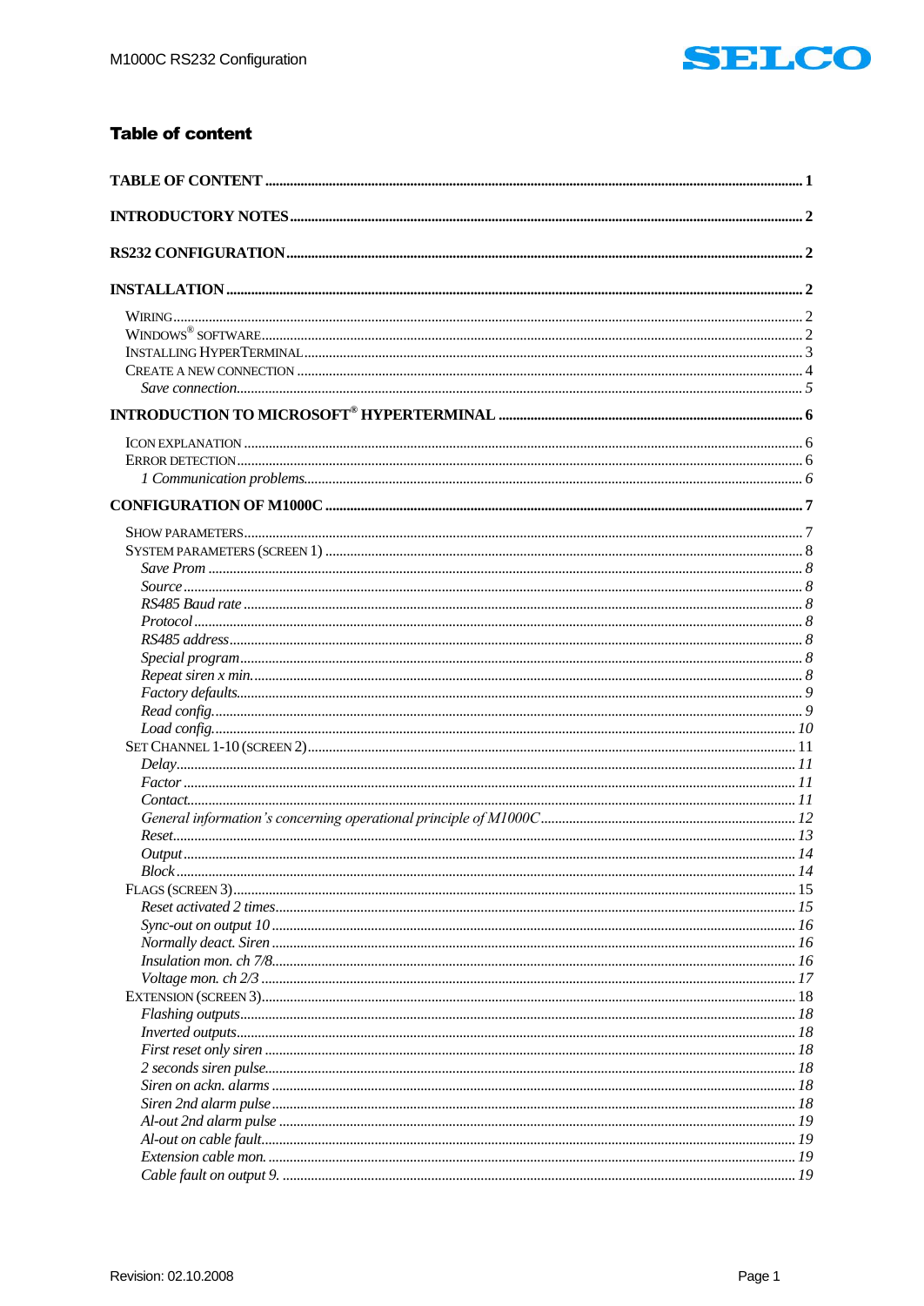## Table of content

**TABLE OF CONTENT** .......... 1

**INTRODUCTORY NOTES** .......... 2

**RS232 CONFIGURATION** .......... 2

**INSTALLATION** .......... 2

- WIRING .......... 2
- WINDOWS® SOFTWARE .......... 2
- INSTALLING HYPERTERMINAL .......... 3
- CREATE A NEW CONNECTION .......... 4
  - *Save connection* .......... 5

**INTRODUCTION TO MICROSOFT® HYPERTERMINAL** .......... 6

- ICON EXPLANATION .......... 6
- ERROR DETECTION .......... 6
  - *1 Communication problems* .......... 6

**CONFIGURATION OF M1000C** .......... 7

- SHOW PARAMETERS .......... 7
- SYSTEM PARAMETERS (SCREEN 1) .......... 8
  - *Save Prom* .......... 8
  - *Source* .......... 8
  - *RS485 Baud rate* .......... 8
  - *Protocol* .......... 8
  - *RS485 address* .......... 8
  - *Special program* .......... 8
  - *Repeat siren x min.* .......... 8
  - *Factory defaults* .......... 9
  - *Read config.* .......... 9
  - *Load config.* .......... 10
- SET CHANNEL 1-10 (SCREEN 2) .......... 11
  - *Delay* .......... 11
  - *Factor* .......... 11
  - *Contact* .......... 11
  - *General information's concerning operational principle of M1000C* .......... 12
  - *Reset* .......... 13
  - *Output* .......... 14
  - *Block* .......... 14
- FLAGS (SCREEN 3) .......... 15
  - *Reset activated 2 times* .......... 15
  - *Sync-out on output 10* .......... 16
  - *Normally deact. Siren* .......... 16
  - *Insulation mon. ch 7/8* .......... 16
  - *Voltage mon. ch 2/3* .......... 17
- EXTENSION (SCREEN 3) .......... 18
  - *Flashing outputs* .......... 18
  - *Inverted outputs* .......... 18
  - *First reset only siren* .......... 18
  - *2 seconds siren pulse* .......... 18
  - *Siren on ackn. alarms* .......... 18
  - *Siren 2nd alarm pulse* .......... 18
  - *Al-out 2nd alarm pulse* .......... 19
  - *Al-out on cable fault* .......... 19
  - *Extension cable mon.* .......... 19
  - *Cable fault on output 9.* .......... 19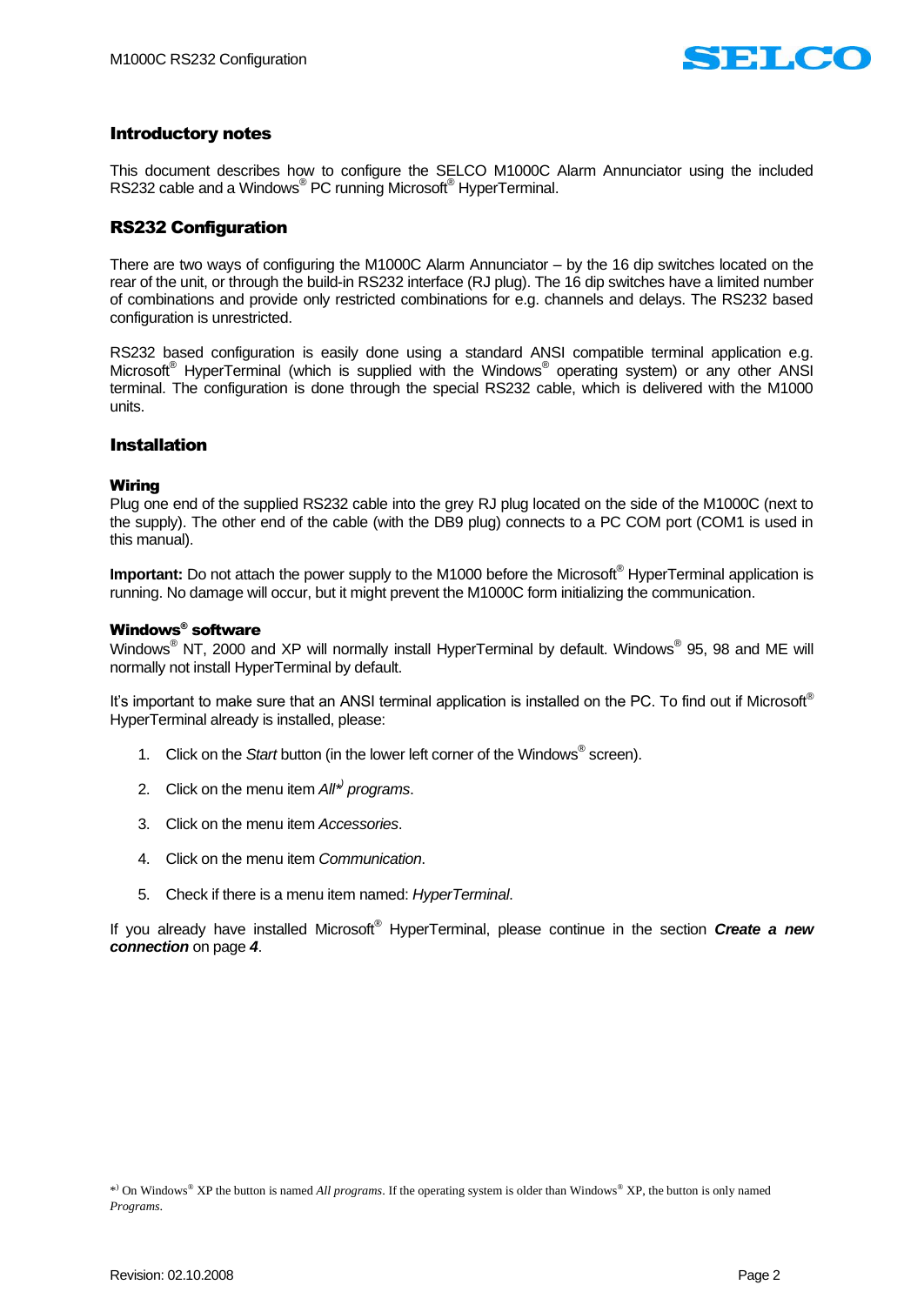## Introductory notes

This document describes how to configure the SELCO M1000C Alarm Annunciator using the included RS232 cable and a Windows® PC running Microsoft® HyperTerminal.

## RS232 Configuration

There are two ways of configuring the M1000C Alarm Annunciator – by the 16 dip switches located on the rear of the unit, or through the build-in RS232 interface (RJ plug). The 16 dip switches have a limited number of combinations and provide only restricted combinations for e.g. channels and delays. The RS232 based configuration is unrestricted.

RS232 based configuration is easily done using a standard ANSI compatible terminal application e.g. Microsoft® HyperTerminal (which is supplied with the Windows® operating system) or any other ANSI terminal. The configuration is done through the special RS232 cable, which is delivered with the M1000 units.

## Installation

### Wiring

Plug one end of the supplied RS232 cable into the grey RJ plug located on the side of the M1000C (next to the supply). The other end of the cable (with the DB9 plug) connects to a PC COM port (COM1 is used in this manual).

**Important:** Do not attach the power supply to the M1000 before the Microsoft® HyperTerminal application is running. No damage will occur, but it might prevent the M1000C form initializing the communication.

### Windows® software

Windows® NT, 2000 and XP will normally install HyperTerminal by default. Windows® 95, 98 and ME will normally not install HyperTerminal by default.

It's important to make sure that an ANSI terminal application is installed on the PC. To find out if Microsoft® HyperTerminal already is installed, please:

1. Click on the *Start* button (in the lower left corner of the Windows® screen).
2. Click on the menu item *All*\*) programs*.
3. Click on the menu item *Accessories*.
4. Click on the menu item *Communication*.
5. Check if there is a menu item named: *HyperTerminal*.

If you already have installed Microsoft® HyperTerminal, please continue in the section ***Create a new connection*** on page ***4***.

\*) On Windows® XP the button is named *All programs*. If the operating system is older than Windows® XP, the button is only named *Programs*.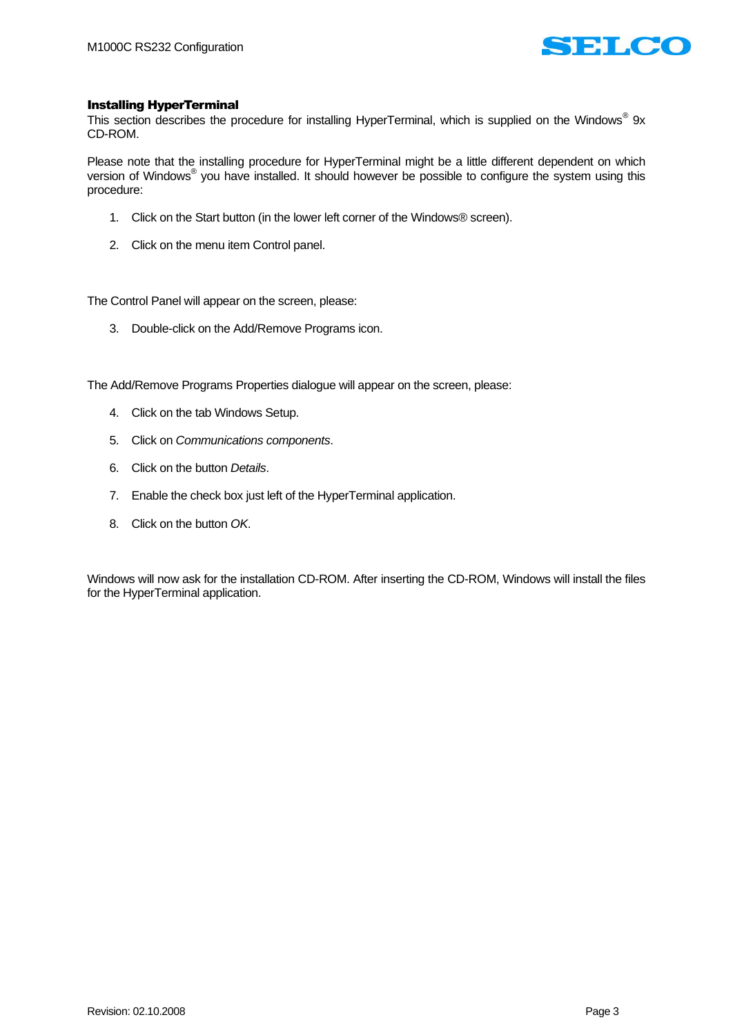### Installing HyperTerminal

This section describes the procedure for installing HyperTerminal, which is supplied on the Windows® 9x CD-ROM.

Please note that the installing procedure for HyperTerminal might be a little different dependent on which version of Windows® you have installed. It should however be possible to configure the system using this procedure:

1. Click on the Start button (in the lower left corner of the Windows® screen).
2. Click on the menu item Control panel.

The Control Panel will appear on the screen, please:

3. Double-click on the Add/Remove Programs icon.

The Add/Remove Programs Properties dialogue will appear on the screen, please:

4. Click on the tab Windows Setup.
5. Click on *Communications components*.
6. Click on the button *Details*.
7. Enable the check box just left of the HyperTerminal application.
8. Click on the button *OK*.

Windows will now ask for the installation CD-ROM. After inserting the CD-ROM, Windows will install the files for the HyperTerminal application.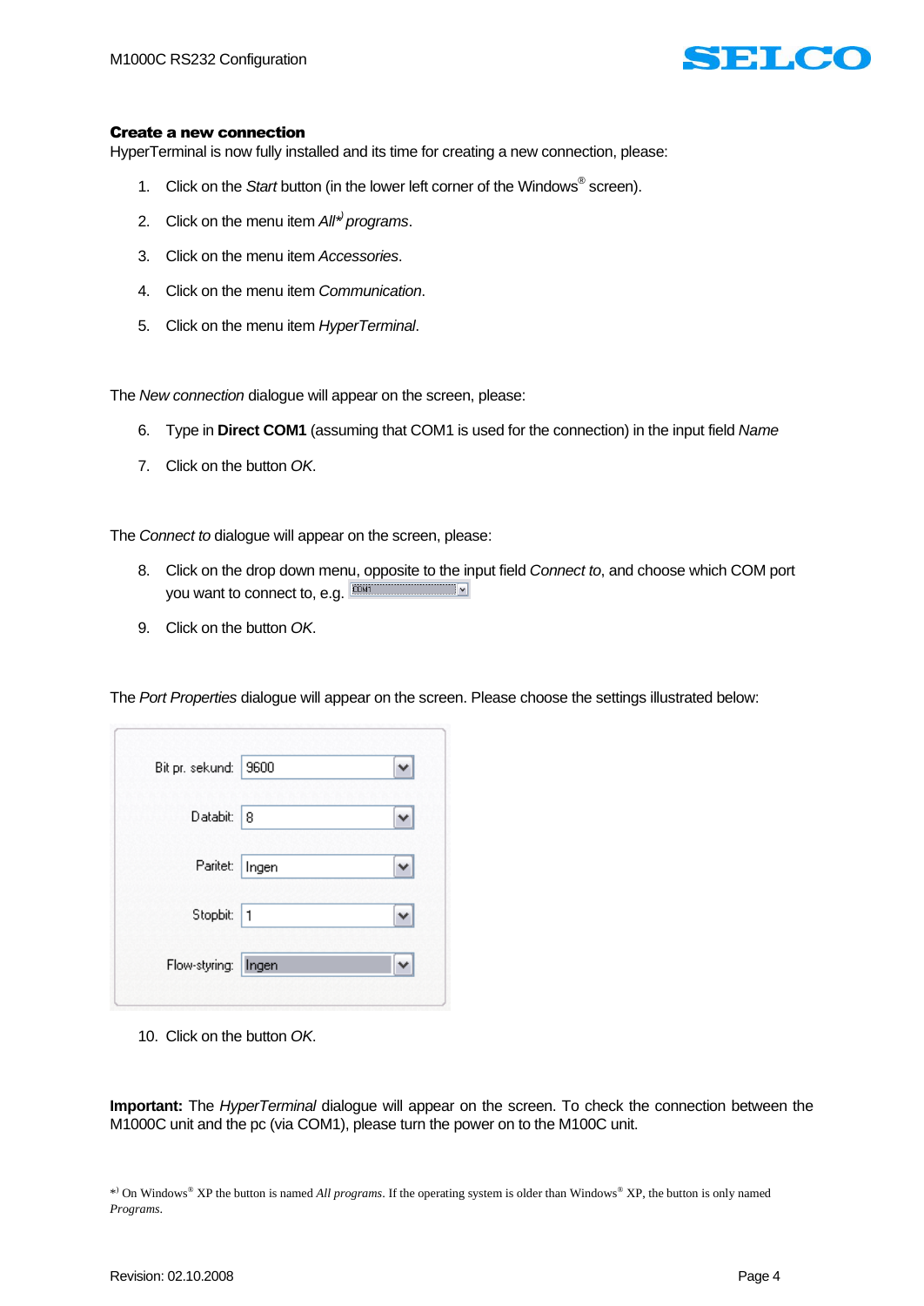### Create a new connection

HyperTerminal is now fully installed and its time for creating a new connection, please:

1. Click on the *Start* button (in the lower left corner of the Windows® screen).
2. Click on the menu item *All*\*) *programs*.
3. Click on the menu item *Accessories*.
4. Click on the menu item *Communication*.
5. Click on the menu item *HyperTerminal*.

The *New connection* dialogue will appear on the screen, please:

6. Type in **Direct COM1** (assuming that COM1 is used for the connection) in the input field *Name*
7. Click on the button *OK*.

The *Connect to* dialogue will appear on the screen, please:

8. Click on the drop down menu, opposite to the input field *Connect to*, and choose which COM port you want to connect to, e.g. COM1
9. Click on the button *OK*.

The *Port Properties* dialogue will appear on the screen. Please choose the settings illustrated below:

| | |
|---|---|
| Bit pr. sekund: | 9600 |
| Databit: | 8 |
| Paritet: | Ingen |
| Stopbit: | 1 |
| Flow-styring: | Ingen |

10. Click on the button *OK*.

**Important:** The *HyperTerminal* dialogue will appear on the screen. To check the connection between the M1000C unit and the pc (via COM1), please turn the power on to the M100C unit.

\*) On Windows® XP the button is named *All programs*. If the operating system is older than Windows® XP, the button is only named *Programs*.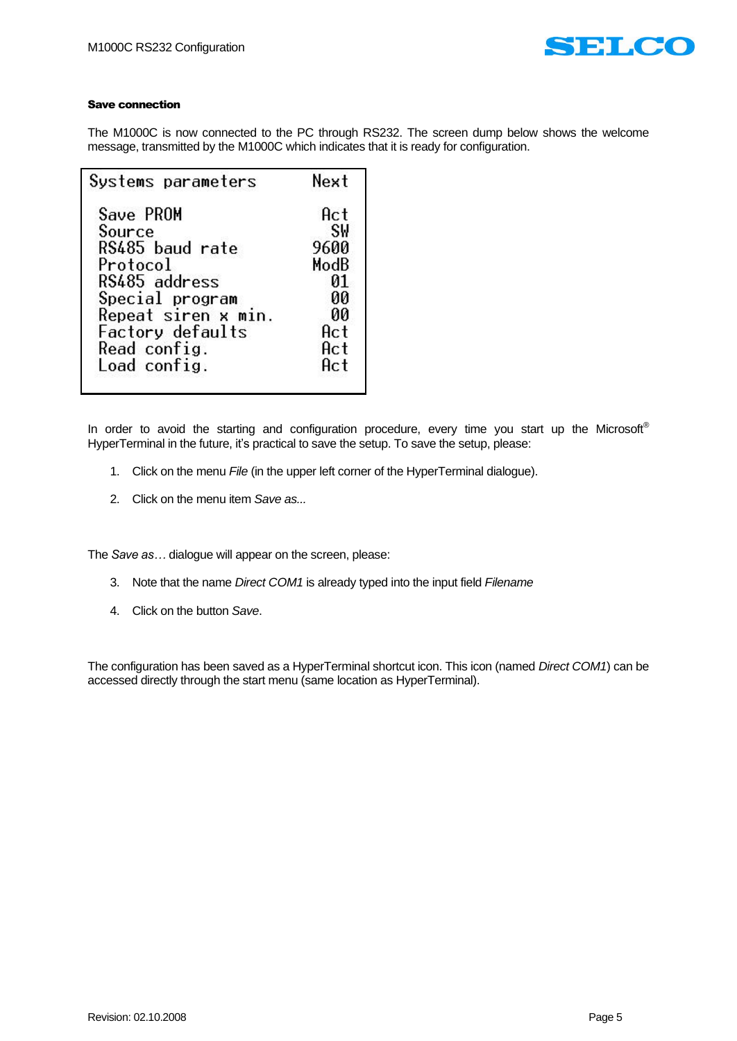**Save connection**

The M1000C is now connected to the PC through RS232. The screen dump below shows the welcome message, transmitted by the M1000C which indicates that it is ready for configuration.

```
Systems parameters          Next

 Save PROM                   Act
 Source                       SW
 RS485 baud rate            9600
 Protocol                   ModB
 RS485 address                01
 Special program              00
 Repeat siren x min.          00
 Factory defaults            Act
 Read config.                Act
 Load config.                Act
```

In order to avoid the starting and configuration procedure, every time you start up the Microsoft® HyperTerminal in the future, it's practical to save the setup. To save the setup, please:

1. Click on the menu *File* (in the upper left corner of the HyperTerminal dialogue).
2. Click on the menu item *Save as...*

The *Save as*… dialogue will appear on the screen, please:

3. Note that the name *Direct COM1* is already typed into the input field *Filename*
4. Click on the button *Save*.

The configuration has been saved as a HyperTerminal shortcut icon. This icon (named *Direct COM1*) can be accessed directly through the start menu (same location as HyperTerminal).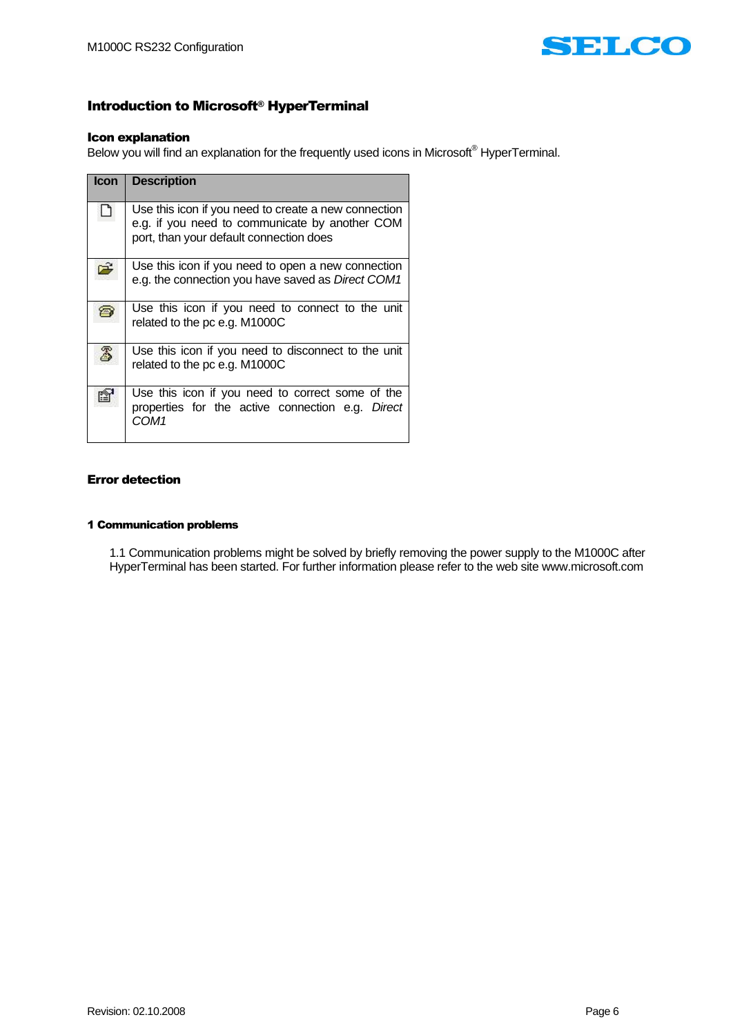## Introduction to Microsoft® HyperTerminal

### Icon explanation

Below you will find an explanation for the frequently used icons in Microsoft® HyperTerminal.

| Icon | Description |
| --- | --- |
| | Use this icon if you need to create a new connection e.g. if you need to communicate by another COM port, than your default connection does |
| | Use this icon if you need to open a new connection e.g. the connection you have saved as *Direct COM1* |
| | Use this icon if you need to connect to the unit related to the pc e.g. M1000C |
| | Use this icon if you need to disconnect to the unit related to the pc e.g. M1000C |
| | Use this icon if you need to correct some of the properties for the active connection e.g. *Direct COM1* |

### Error detection

#### 1 Communication problems

1.1 Communication problems might be solved by briefly removing the power supply to the M1000C after HyperTerminal has been started. For further information please refer to the web site www.microsoft.com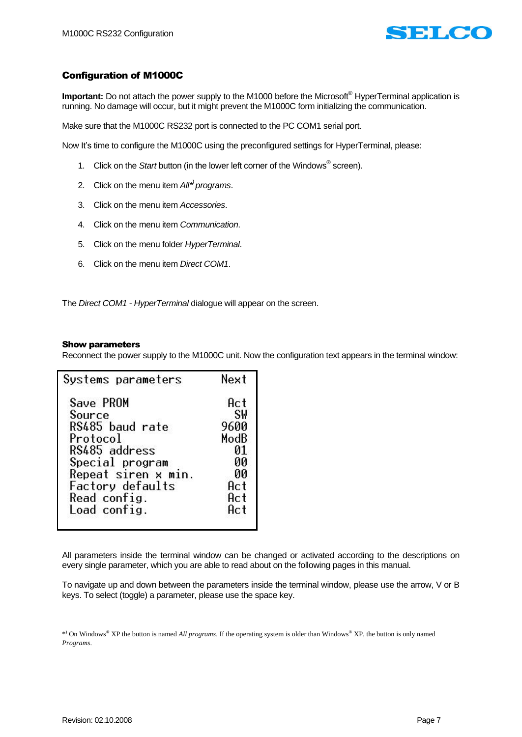## Configuration of M1000C

**Important:** Do not attach the power supply to the M1000 before the Microsoft® HyperTerminal application is running. No damage will occur, but it might prevent the M1000C form initializing the communication.

Make sure that the M1000C RS232 port is connected to the PC COM1 serial port.

Now It's time to configure the M1000C using the preconfigured settings for HyperTerminal, please:

1. Click on the *Start* button (in the lower left corner of the Windows® screen).
2. Click on the menu item *All*\*) *programs*.
3. Click on the menu item *Accessories*.
4. Click on the menu item *Communication*.
5. Click on the menu folder *HyperTerminal*.
6. Click on the menu item *Direct COM1*.

The *Direct COM1 - HyperTerminal* dialogue will appear on the screen.

### Show parameters

Reconnect the power supply to the M1000C unit. Now the configuration text appears in the terminal window:

```
Systems parameters          Next

 Save PROM                   Act
 Source                       SW
 RS485 baud rate            9600
 Protocol                   ModB
 RS485 address                01
 Special program              00
 Repeat siren x min.          00
 Factory defaults            Act
 Read config.                Act
 Load config.                Act
```

All parameters inside the terminal window can be changed or activated according to the descriptions on every single parameter, which you are able to read about on the following pages in this manual.

To navigate up and down between the parameters inside the terminal window, please use the arrow, V or B keys. To select (toggle) a parameter, please use the space key.

\*) On Windows® XP the button is named *All programs*. If the operating system is older than Windows® XP, the button is only named *Programs*.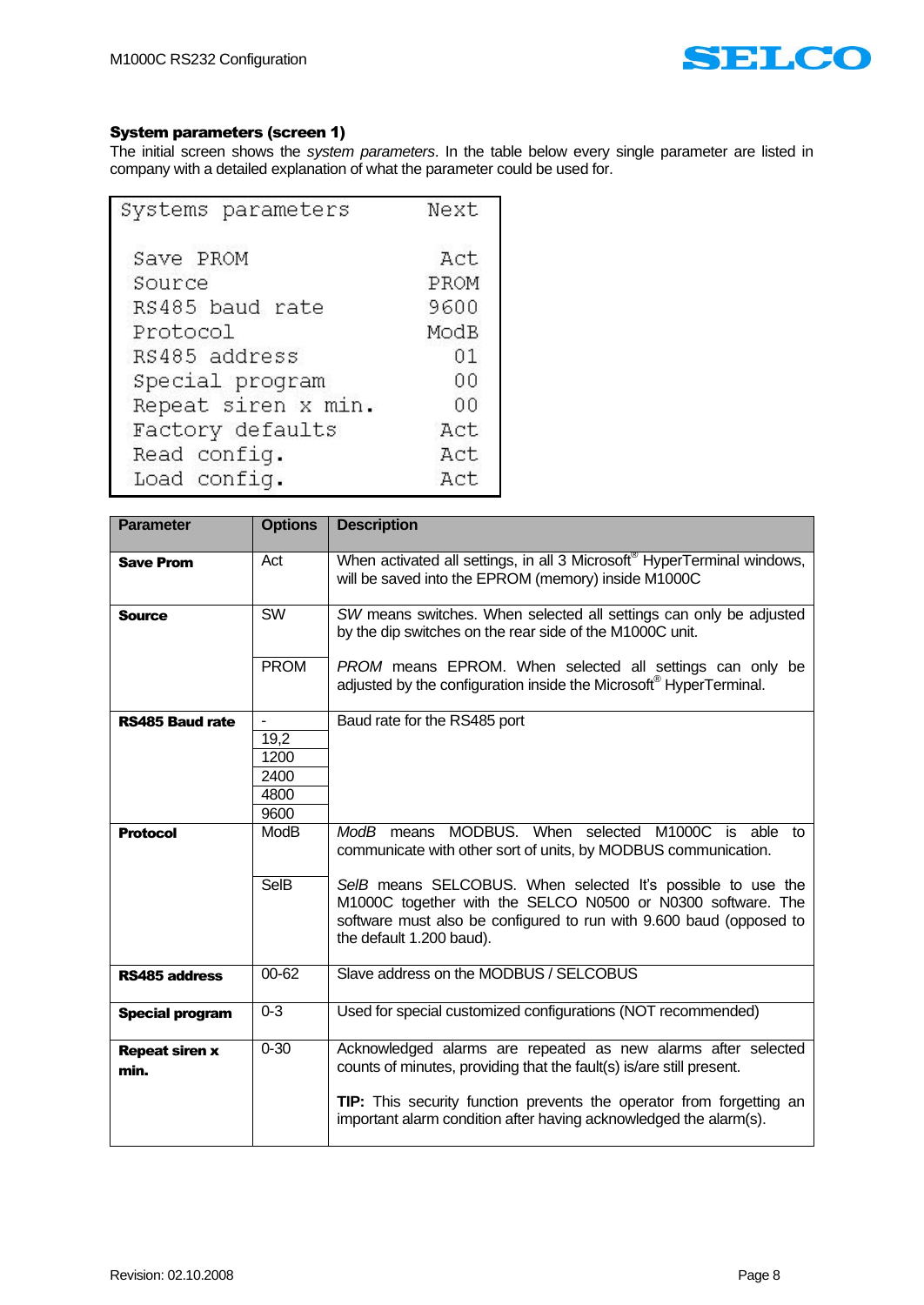### System parameters (screen 1)

The initial screen shows the *system parameters*. In the table below every single parameter are listed in company with a detailed explanation of what the parameter could be used for.

```
Systems parameters        Next

 Save PROM                 Act
 Source                   PROM
 RS485 baud rate          9600
 Protocol                 ModB
 RS485 address              01
 Special program            00
 Repeat siren x min.        00
 Factory defaults          Act
 Read config.              Act
 Load config.              Act
```

| Parameter | Options | Description |
|---|---|---|
| **Save Prom** | Act | When activated all settings, in all 3 Microsoft® HyperTerminal windows, will be saved into the EPROM (memory) inside M1000C |
| **Source** | SW | *SW* means switches. When selected all settings can only be adjusted by the dip switches on the rear side of the M1000C unit. |
| | PROM | *PROM* means EPROM. When selected all settings can only be adjusted by the configuration inside the Microsoft® HyperTerminal. |
| **RS485 Baud rate** | - | Baud rate for the RS485 port |
| | 19,2 | |
| | 1200 | |
| | 2400 | |
| | 4800 | |
| | 9600 | |
| **Protocol** | ModB | *ModB* means MODBUS. When selected M1000C is able to communicate with other sort of units, by MODBUS communication. |
| | SelB | *SelB* means SELCOBUS. When selected It's possible to use the M1000C together with the SELCO N0500 or N0300 software. The software must also be configured to run with 9.600 baud (opposed to the default 1.200 baud). |
| **RS485 address** | 00-62 | Slave address on the MODBUS / SELCOBUS |
| **Special program** | 0-3 | Used for special customized configurations (NOT recommended) |
| **Repeat siren x min.** | 0-30 | Acknowledged alarms are repeated as new alarms after selected counts of minutes, providing that the fault(s) is/are still present.<br><br>**TIP:** This security function prevents the operator from forgetting an important alarm condition after having acknowledged the alarm(s). |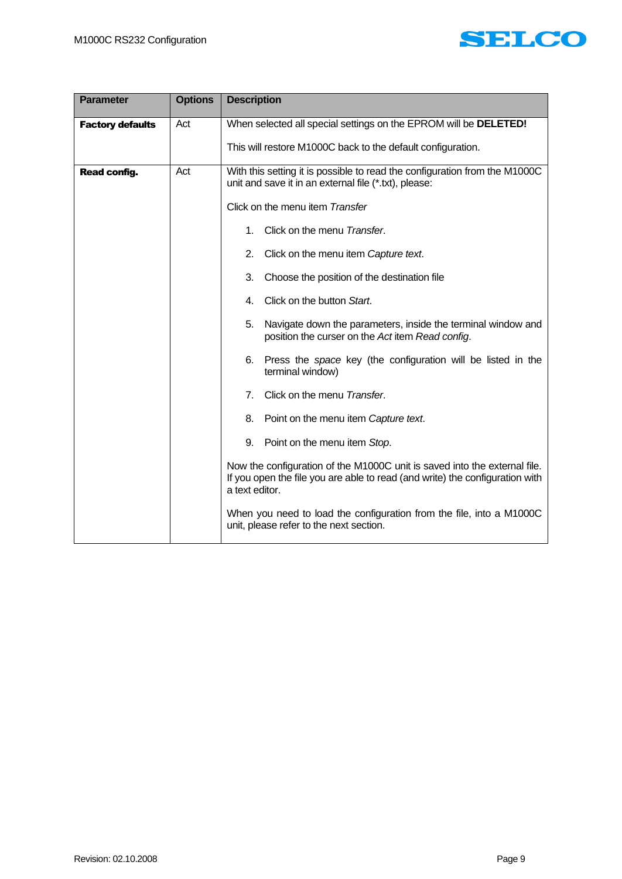| Parameter | Options | Description |
|---|---|---|
| **Factory defaults** | Act | When selected all special settings on the EPROM will be **DELETED!**<br><br>This will restore M1000C back to the default configuration. |
| **Read config.** | Act | With this setting it is possible to read the configuration from the M1000C unit and save it in an external file (*.txt), please:<br><br>Click on the menu item *Transfer*<br><br>1. Click on the menu *Transfer*.<br>2. Click on the menu item *Capture text*.<br>3. Choose the position of the destination file<br>4. Click on the button *Start*.<br>5. Navigate down the parameters, inside the terminal window and position the curser on the *Act* item *Read config*.<br>6. Press the *space* key (the configuration will be listed in the terminal window)<br>7. Click on the menu *Transfer*.<br>8. Point on the menu item *Capture text*.<br>9. Point on the menu item *Stop*.<br><br>Now the configuration of the M1000C unit is saved into the external file. If you open the file you are able to read (and write) the configuration with a text editor.<br><br>When you need to load the configuration from the file, into a M1000C unit, please refer to the next section. |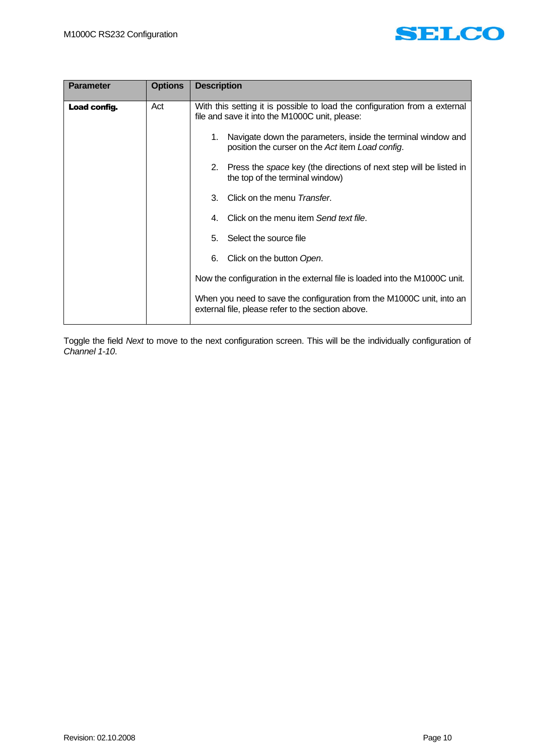| Parameter | Options | Description |
|---|---|---|
| **Load config.** | Act | With this setting it is possible to load the configuration from a external file and save it into the M1000C unit, please:<br><br>1. Navigate down the parameters, inside the terminal window and position the curser on the *Act* item *Load config*.<br>2. Press the *space* key (the directions of next step will be listed in the top of the terminal window)<br>3. Click on the menu *Transfer*.<br>4. Click on the menu item *Send text file*.<br>5. Select the source file<br>6. Click on the button *Open*.<br><br>Now the configuration in the external file is loaded into the M1000C unit.<br><br>When you need to save the configuration from the M1000C unit, into an external file, please refer to the section above. |

Toggle the field *Next* to move to the next configuration screen. This will be the individually configuration of *Channel 1-10*.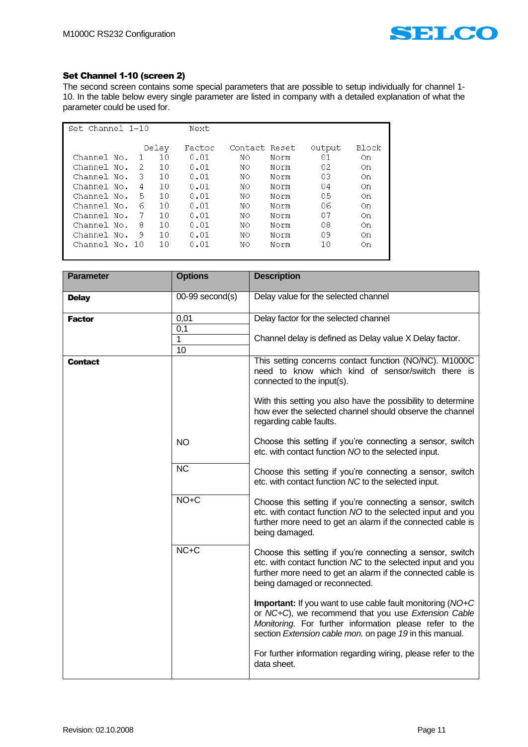### Set Channel 1-10 (screen 2)

The second screen contains some special parameters that are possible to setup individually for channel 1-10. In the table below every single parameter are listed in company with a detailed explanation of what the parameter could be used for.

```
Set Channel 1-10         Next

                 Delay    Factor    Contact Reset     Output    Block
 Channel No.  1   10       0.01       NO    Norm        01        On
 Channel No.  2   10       0.01       NO    Norm        02        On
 Channel No.  3   10       0.01       NO    Norm        03        On
 Channel No.  4   10       0.01       NO    Norm        04        On
 Channel No.  5   10       0.01       NO    Norm        05        On
 Channel No.  6   10       0.01       NO    Norm        06        On
 Channel No.  7   10       0.01       NO    Norm        07        On
 Channel No.  8   10       0.01       NO    Norm        08        On
 Channel No.  9   10       0.01       NO    Norm        09        On
 Channel No. 10   10       0.01       NO    Norm        10        On
```

| Parameter | Options | Description |
|---|---|---|
| **Delay** | 00-99 second(s) | Delay value for the selected channel |
| **Factor** | 0,01 | Delay factor for the selected channel |
| | 0,1 | Channel delay is defined as Delay value X Delay factor. |
| | 1 | |
| | 10 | |
| **Contact** | | This setting concerns contact function (NO/NC). M1000C need to know which kind of sensor/switch there is connected to the input(s).<br><br>With this setting you also have the possibility to determine how ever the selected channel should observe the channel regarding cable faults. |
| | NO | Choose this setting if you're connecting a sensor, switch etc. with contact function *NO* to the selected input. |
| | NC | Choose this setting if you're connecting a sensor, switch etc. with contact function *NC* to the selected input. |
| | NO+C | Choose this setting if you're connecting a sensor, switch etc. with contact function *NO* to the selected input and you further more need to get an alarm if the connected cable is being damaged. |
| | NC+C | Choose this setting if you're connecting a sensor, switch etc. with contact function *NC* to the selected input and you further more need to get an alarm if the connected cable is being damaged or reconnected.<br><br>**Important:** If you want to use cable fault monitoring (*NO+C* or *NC+C*), we recommend that you use *Extension Cable Monitoring*. For further information please refer to the section *Extension cable mon.* on page *19* in this manual.<br><br>For further information regarding wiring, please refer to the data sheet. |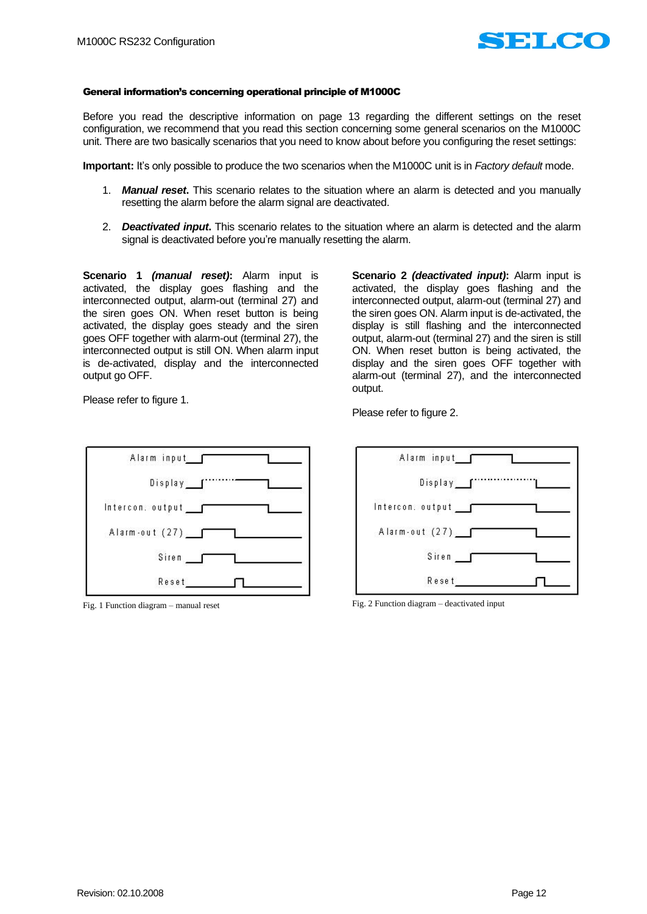#### General information's concerning operational principle of M1000C

Before you read the descriptive information on page 13 regarding the different settings on the reset configuration, we recommend that you read this section concerning some general scenarios on the M1000C unit. There are two basically scenarios that you need to know about before you configuring the reset settings:

**Important:** It's only possible to produce the two scenarios when the M1000C unit is in *Factory default* mode.

1. ***Manual reset***. This scenario relates to the situation where an alarm is detected and you manually resetting the alarm before the alarm signal are deactivated.

2. ***Deactivated input***. This scenario relates to the situation where an alarm is detected and the alarm signal is deactivated before you're manually resetting the alarm.

**Scenario 1 *(manual reset)*:** Alarm input is activated, the display goes flashing and the interconnected output, alarm-out (terminal 27) and the siren goes ON. When reset button is being activated, the display goes steady and the siren goes OFF together with alarm-out (terminal 27), the interconnected output is still ON. When alarm input is de-activated, display and the interconnected output go OFF.

Please refer to figure 1.

Fig. 1 Function diagram – manual reset

**Scenario 2 *(deactivated input)*:** Alarm input is activated, the display goes flashing and the interconnected output, alarm-out (terminal 27) and the siren goes ON. Alarm input is de-activated, the display is still flashing and the interconnected output, alarm-out (terminal 27) and the siren is still ON. When reset button is being activated, the display and the siren goes OFF together with alarm-out (terminal 27), and the interconnected output.

Please refer to figure 2.

Fig. 2 Function diagram – deactivated input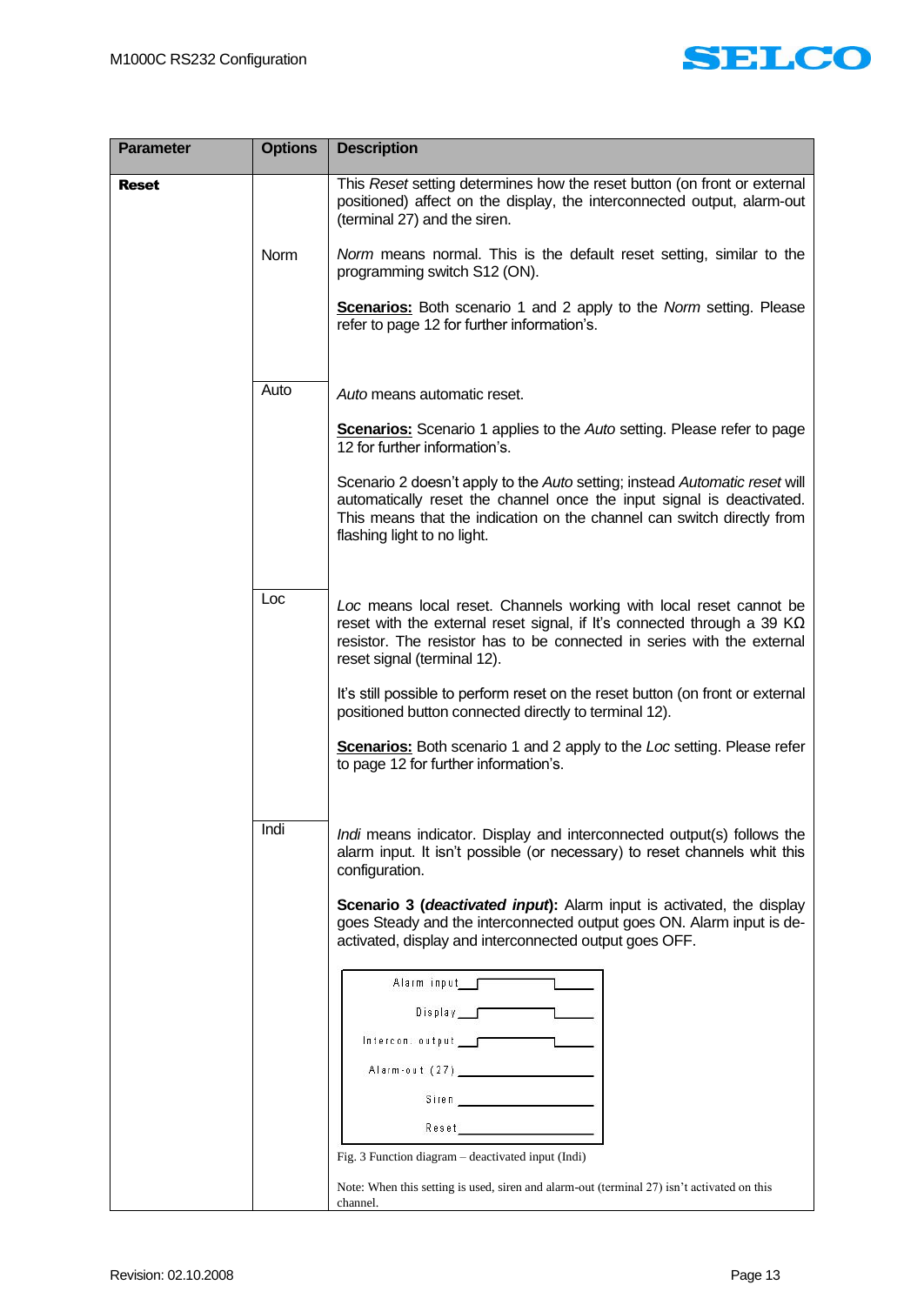| Parameter | Options | Description |
|---|---|---|
| **Reset** | | This *Reset* setting determines how the reset button (on front or external positioned) affect on the display, the interconnected output, alarm-out (terminal 27) and the siren. |
| | Norm | *Norm* means normal. This is the default reset setting, similar to the programming switch S12 (ON).<br><br>**Scenarios:** Both scenario 1 and 2 apply to the *Norm* setting. Please refer to page 12 for further information's. |
| | Auto | *Auto* means automatic reset.<br><br>**Scenarios:** Scenario 1 applies to the *Auto* setting. Please refer to page 12 for further information's.<br><br>Scenario 2 doesn't apply to the *Auto* setting; instead *Automatic reset* will automatically reset the channel once the input signal is deactivated. This means that the indication on the channel can switch directly from flashing light to no light. |
| | Loc | *Loc* means local reset. Channels working with local reset cannot be reset with the external reset signal, if It's connected through a 39 KΩ resistor. The resistor has to be connected in series with the external reset signal (terminal 12).<br><br>It's still possible to perform reset on the reset button (on front or external positioned button connected directly to terminal 12).<br><br>**Scenarios:** Both scenario 1 and 2 apply to the *Loc* setting. Please refer to page 12 for further information's. |
| | Indi | *Indi* means indicator. Display and interconnected output(s) follows the alarm input. It isn't possible (or necessary) to reset channels whit this configuration.<br><br>**Scenario 3 (*deactivated input*):** Alarm input is activated, the display goes Steady and the interconnected output goes ON. Alarm input is de-activated, display and interconnected output goes OFF.<br><br>Alarm input / Display / Intercon. output / Alarm-out (27) / Siren / Reset<br><br>Fig. 3 Function diagram – deactivated input (Indi)<br><br>Note: When this setting is used, siren and alarm-out (terminal 27) isn't activated on this channel. |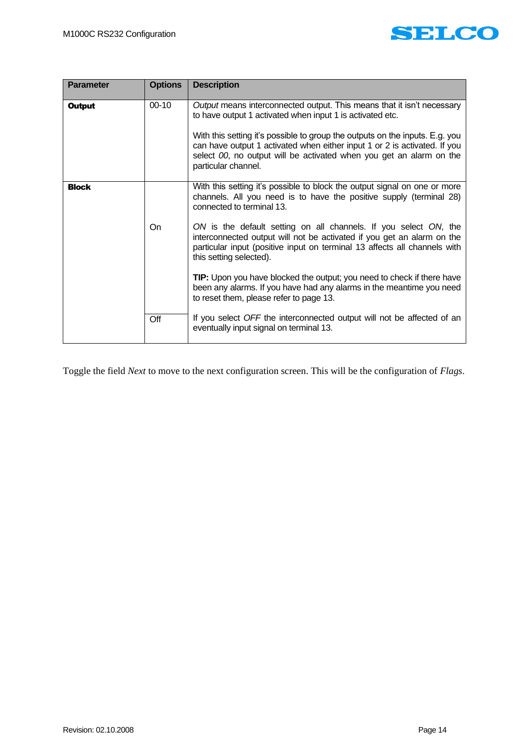| Parameter | Options | Description |
|---|---|---|
| **Output** | 00-10 | *Output* means interconnected output. This means that it isn't necessary to have output 1 activated when input 1 is activated etc.<br><br>With this setting it's possible to group the outputs on the inputs. E.g. you can have output 1 activated when either input 1 or 2 is activated. If you select *00*, no output will be activated when you get an alarm on the particular channel. |
| **Block** | | With this setting it's possible to block the output signal on one or more channels. All you need is to have the positive supply (terminal 28) connected to terminal 13. |
| | On | *ON* is the default setting on all channels. If you select *ON*, the interconnected output will not be activated if you get an alarm on the particular input (positive input on terminal 13 affects all channels with this setting selected).<br><br>**TIP:** Upon you have blocked the output; you need to check if there have been any alarms. If you have had any alarms in the meantime you need to reset them, please refer to page 13. |
| | Off | If you select *OFF* the interconnected output will not be affected of an eventually input signal on terminal 13. |

Toggle the field *Next* to move to the next configuration screen. This will be the configuration of *Flags*.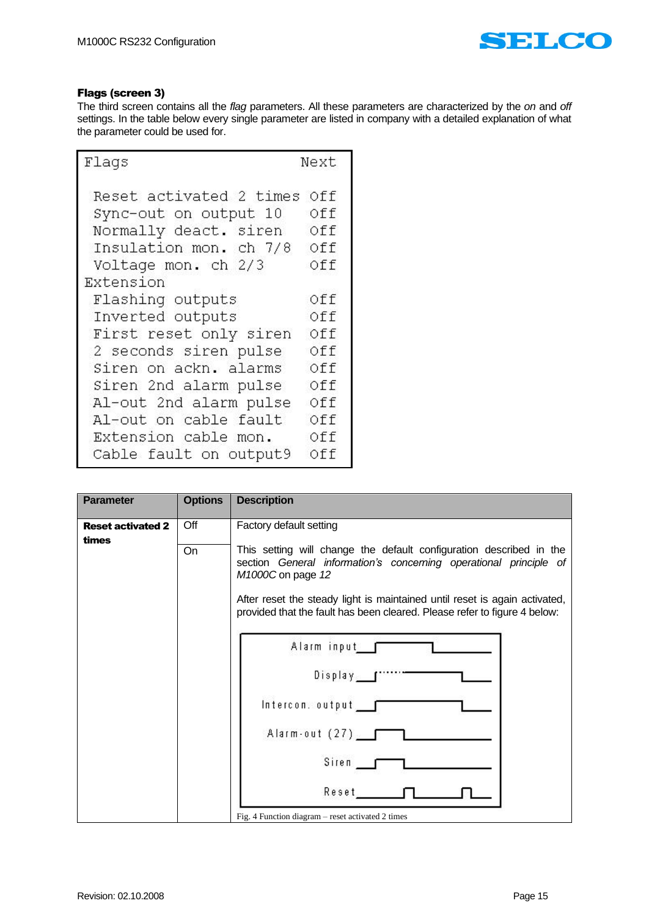### Flags (screen 3)

The third screen contains all the *flag* parameters. All these parameters are characterized by the *on* and *off* settings. In the table below every single parameter are listed in company with a detailed explanation of what the parameter could be used for.

```
Flags                          Next

 Reset activated 2 times  Off
 Sync-out on output 10    Off
 Normally deact. siren    Off
 Insulation mon. ch 7/8   Off
 Voltage mon. ch 2/3      Off
Extension
 Flashing outputs         Off
 Inverted outputs         Off
 First reset only siren   Off
 2 seconds siren pulse    Off
 Siren on ackn. alarms    Off
 Siren 2nd alarm pulse    Off
 Al-out 2nd alarm pulse   Off
 Al-out on cable fault    Off
 Extension cable mon.     Off
 Cable fault on output9   Off
```

| Parameter | Options | Description |
|---|---|---|
| **Reset activated 2 times** | Off | Factory default setting |
| | On | This setting will change the default configuration described in the section *General information's concerning operational principle of M1000C* on page *12*<br><br>After reset the steady light is maintained until reset is again activated, provided that the fault has been cleared. Please refer to figure 4 below:<br><br>Alarm input<br>Display<br>Intercon. output<br>Alarm-out (27)<br>Siren<br>Reset<br><br>Fig. 4 Function diagram – reset activated 2 times |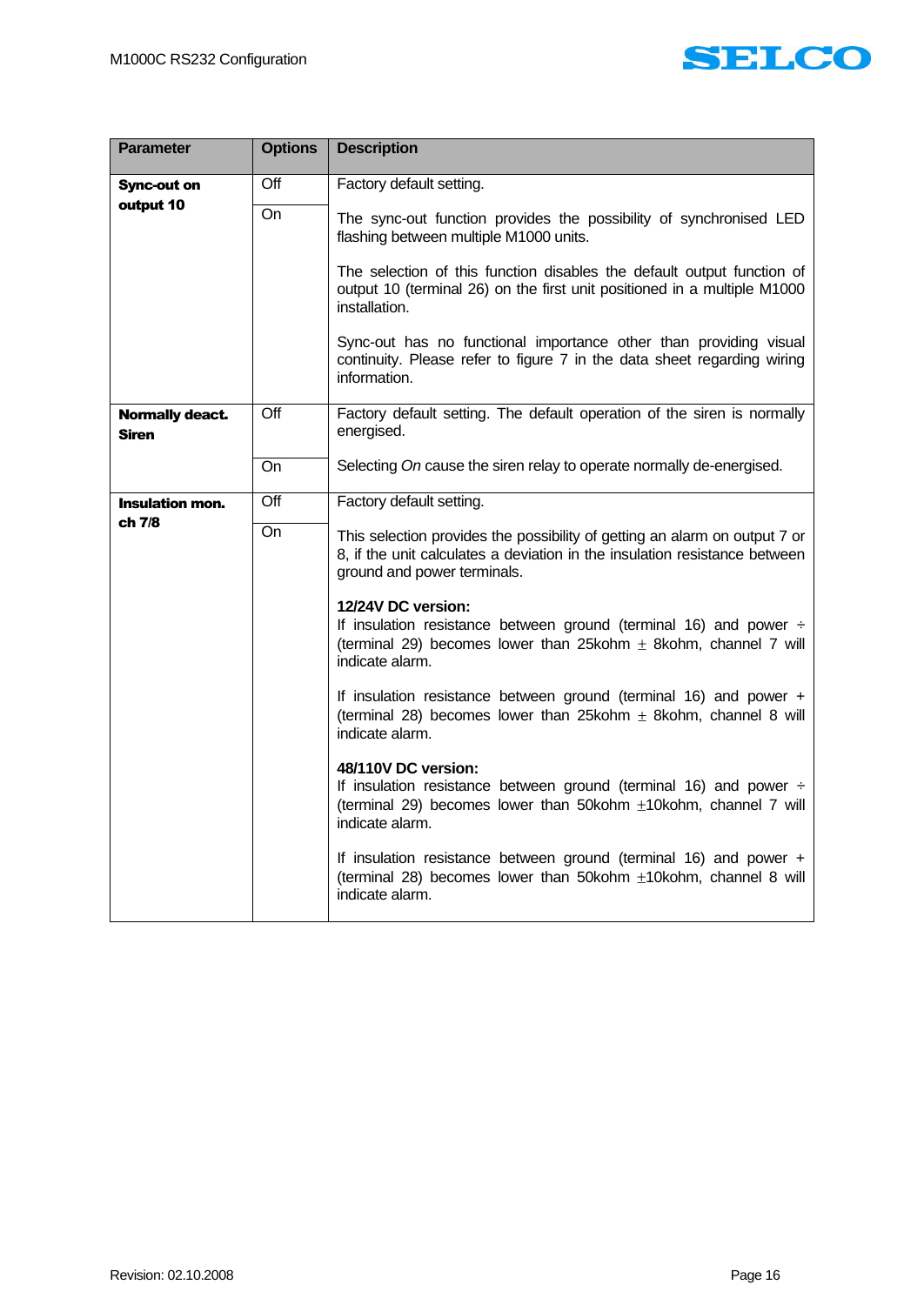| Parameter | Options | Description |
|---|---|---|
| **Sync-out on output 10** | Off | Factory default setting. |
| | On | The sync-out function provides the possibility of synchronised LED flashing between multiple M1000 units.<br><br>The selection of this function disables the default output function of output 10 (terminal 26) on the first unit positioned in a multiple M1000 installation.<br><br>Sync-out has no functional importance other than providing visual continuity. Please refer to figure 7 in the data sheet regarding wiring information. |
| **Normally deact. Siren** | Off | Factory default setting. The default operation of the siren is normally energised. |
| | On | Selecting *On* cause the siren relay to operate normally de-energised. |
| **Insulation mon. ch 7/8** | Off | Factory default setting. |
| | On | This selection provides the possibility of getting an alarm on output 7 or 8, if the unit calculates a deviation in the insulation resistance between ground and power terminals.<br><br>**12/24V DC version:**<br>If insulation resistance between ground (terminal 16) and power ÷ (terminal 29) becomes lower than 25kohm ± 8kohm, channel 7 will indicate alarm.<br><br>If insulation resistance between ground (terminal 16) and power + (terminal 28) becomes lower than 25kohm ± 8kohm, channel 8 will indicate alarm.<br><br>**48/110V DC version:**<br>If insulation resistance between ground (terminal 16) and power ÷ (terminal 29) becomes lower than 50kohm ±10kohm, channel 7 will indicate alarm.<br><br>If insulation resistance between ground (terminal 16) and power + (terminal 28) becomes lower than 50kohm ±10kohm, channel 8 will indicate alarm. |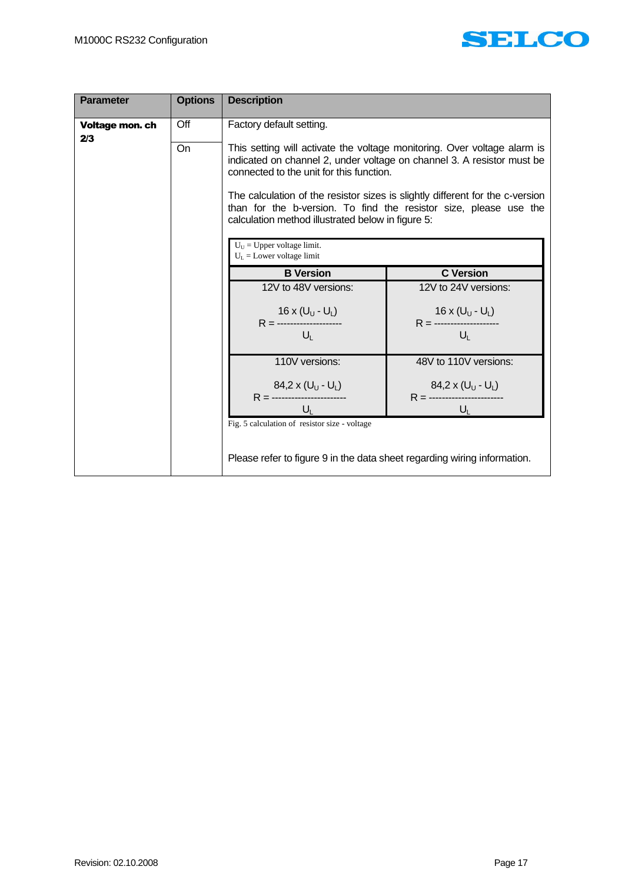| Parameter | Options | Description |
|---|---|---|
| **Voltage mon. ch 2/3** | Off | Factory default setting. |
| | On | This setting will activate the voltage monitoring. Over voltage alarm is indicated on channel 2, under voltage on channel 3. A resistor must be connected to the unit for this function.<br><br>The calculation of the resistor sizes is slightly different for the c-version than for the b-version. To find the resistor size, please use the calculation method illustrated below in figure 5:<br><br>(see Fig. 5 below)<br><br>Please refer to figure 9 in the data sheet regarding wiring information. |

$U_U$ = Upper voltage limit.
$U_L$ = Lower voltage limit

| B Version | C Version |
|---|---|
| 12V to 48V versions: $R = \frac{16 \times (U_U - U_L)}{U_L}$ | 12V to 24V versions: $R = \frac{16 \times (U_U - U_L)}{U_L}$ |
| 110V versions: $R = \frac{84{,}2 \times (U_U - U_L)}{U_L}$ | 48V to 110V versions: $R = \frac{84{,}2 \times (U_U - U_L)}{U_L}$ |

Fig. 5 calculation of resistor size - voltage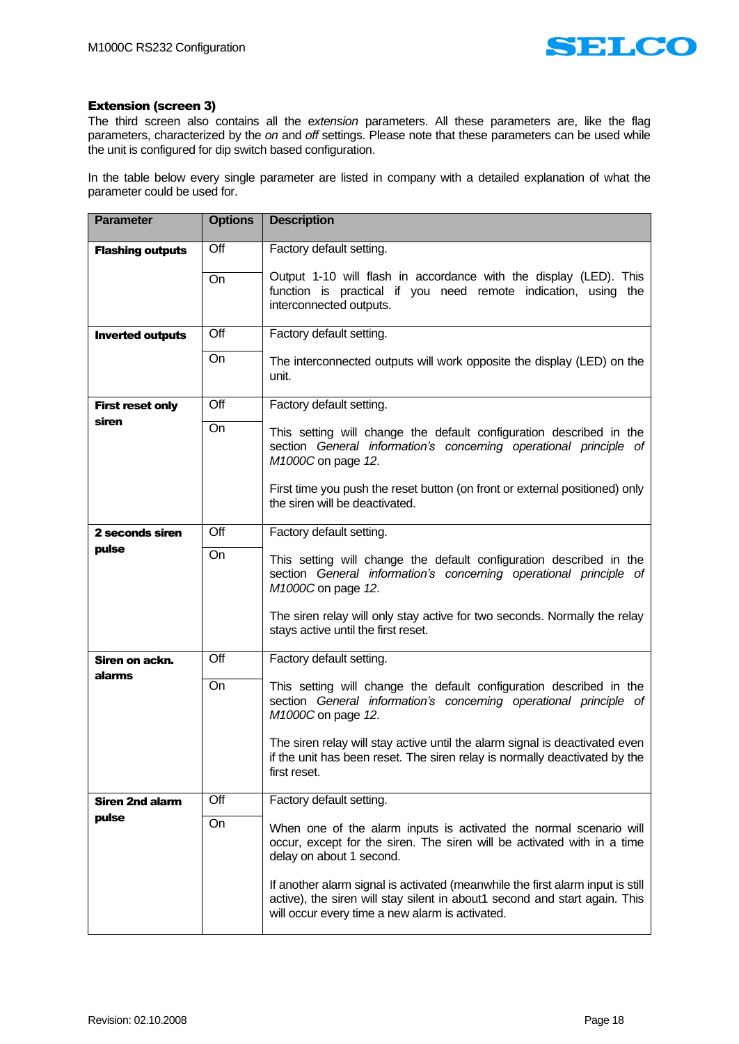### Extension (screen 3)

The third screen also contains all the *extension* parameters. All these parameters are, like the flag parameters, characterized by the *on* and *off* settings. Please note that these parameters can be used while the unit is configured for dip switch based configuration.

In the table below every single parameter are listed in company with a detailed explanation of what the parameter could be used for.

| Parameter | Options | Description |
|---|---|---|
| **Flashing outputs** | Off | Factory default setting. |
| | On | Output 1-10 will flash in accordance with the display (LED). This function is practical if you need remote indication, using the interconnected outputs. |
| **Inverted outputs** | Off | Factory default setting. |
| | On | The interconnected outputs will work opposite the display (LED) on the unit. |
| **First reset only siren** | Off | Factory default setting. |
| | On | This setting will change the default configuration described in the section *General information's concerning operational principle of M1000C* on page *12*.<br><br>First time you push the reset button (on front or external positioned) only the siren will be deactivated. |
| **2 seconds siren pulse** | Off | Factory default setting. |
| | On | This setting will change the default configuration described in the section *General information's concerning operational principle of M1000C* on page *12*.<br><br>The siren relay will only stay active for two seconds. Normally the relay stays active until the first reset. |
| **Siren on ackn. alarms** | Off | Factory default setting. |
| | On | This setting will change the default configuration described in the section *General information's concerning operational principle of M1000C* on page *12*.<br><br>The siren relay will stay active until the alarm signal is deactivated even if the unit has been reset. The siren relay is normally deactivated by the first reset. |
| **Siren 2nd alarm pulse** | Off | Factory default setting. |
| | On | When one of the alarm inputs is activated the normal scenario will occur, except for the siren. The siren will be activated with in a time delay on about 1 second.<br><br>If another alarm signal is activated (meanwhile the first alarm input is still active), the siren will stay silent in about1 second and start again. This will occur every time a new alarm is activated. |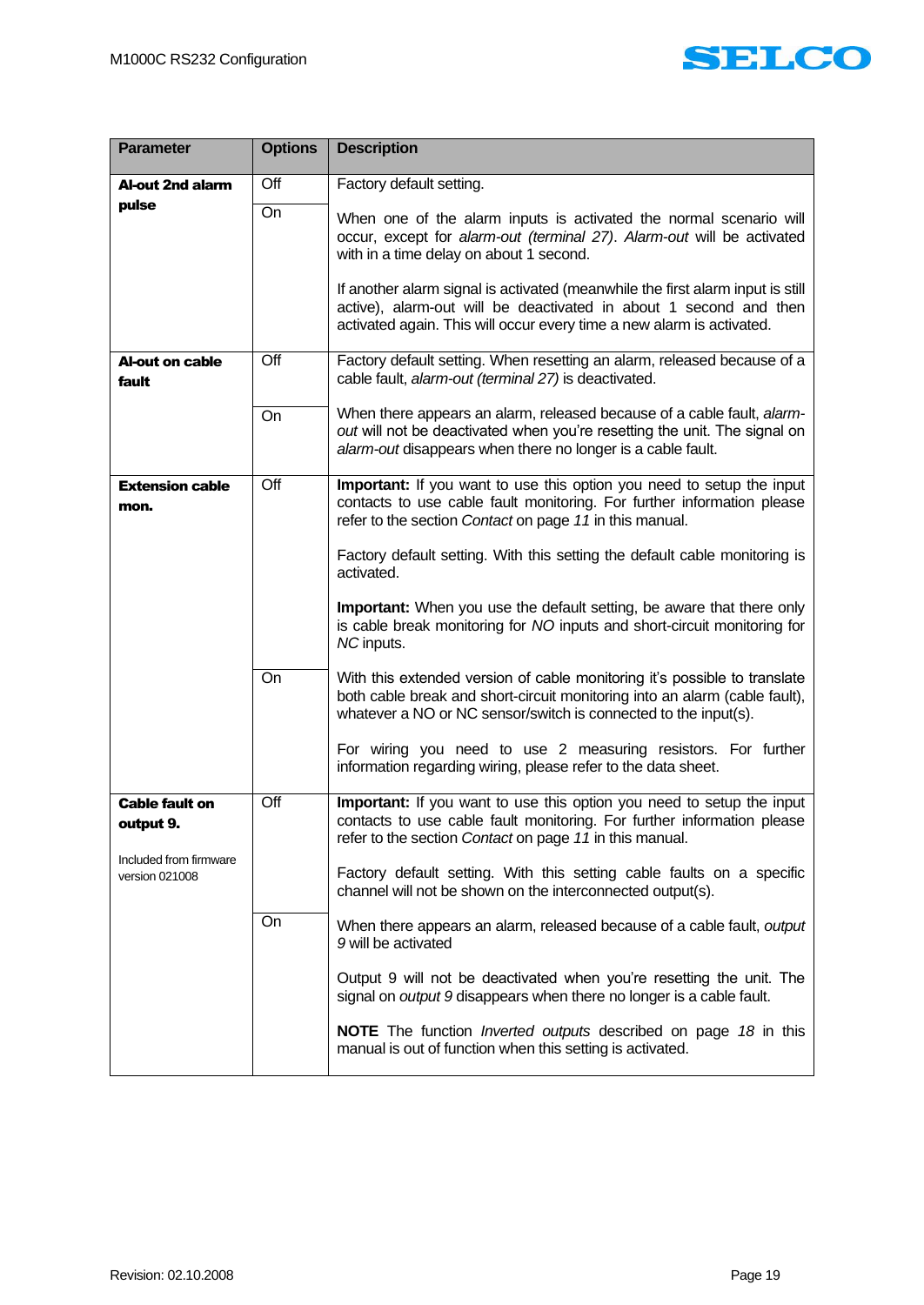| Parameter | Options | Description |
|---|---|---|
| **Al-out 2nd alarm pulse** | Off | Factory default setting. |
| | On | When one of the alarm inputs is activated the normal scenario will occur, except for *alarm-out (terminal 27)*. *Alarm-out* will be activated with in a time delay on about 1 second.<br><br>If another alarm signal is activated (meanwhile the first alarm input is still active), alarm-out will be deactivated in about 1 second and then activated again. This will occur every time a new alarm is activated. |
| **Al-out on cable fault** | Off | Factory default setting. When resetting an alarm, released because of a cable fault, *alarm-out (terminal 27)* is deactivated. |
| | On | When there appears an alarm, released because of a cable fault, *alarm-out* will not be deactivated when you're resetting the unit. The signal on *alarm-out* disappears when there no longer is a cable fault. |
| **Extension cable mon.** | Off | **Important:** If you want to use this option you need to setup the input contacts to use cable fault monitoring. For further information please refer to the section *Contact* on page *11* in this manual.<br><br>Factory default setting. With this setting the default cable monitoring is activated.<br><br>**Important:** When you use the default setting, be aware that there only is cable break monitoring for *NO* inputs and short-circuit monitoring for *NC* inputs. |
| | On | With this extended version of cable monitoring it's possible to translate both cable break and short-circuit monitoring into an alarm (cable fault), whatever a NO or NC sensor/switch is connected to the input(s).<br><br>For wiring you need to use 2 measuring resistors. For further information regarding wiring, please refer to the data sheet. |
| **Cable fault on output 9.**<br><br>Included from firmware version 021008 | Off | **Important:** If you want to use this option you need to setup the input contacts to use cable fault monitoring. For further information please refer to the section *Contact* on page *11* in this manual.<br><br>Factory default setting. With this setting cable faults on a specific channel will not be shown on the interconnected output(s). |
| | On | When there appears an alarm, released because of a cable fault, *output 9* will be activated<br><br>Output 9 will not be deactivated when you're resetting the unit. The signal on *output 9* disappears when there no longer is a cable fault.<br><br>**NOTE** The function *Inverted outputs* described on page *18* in this manual is out of function when this setting is activated. |